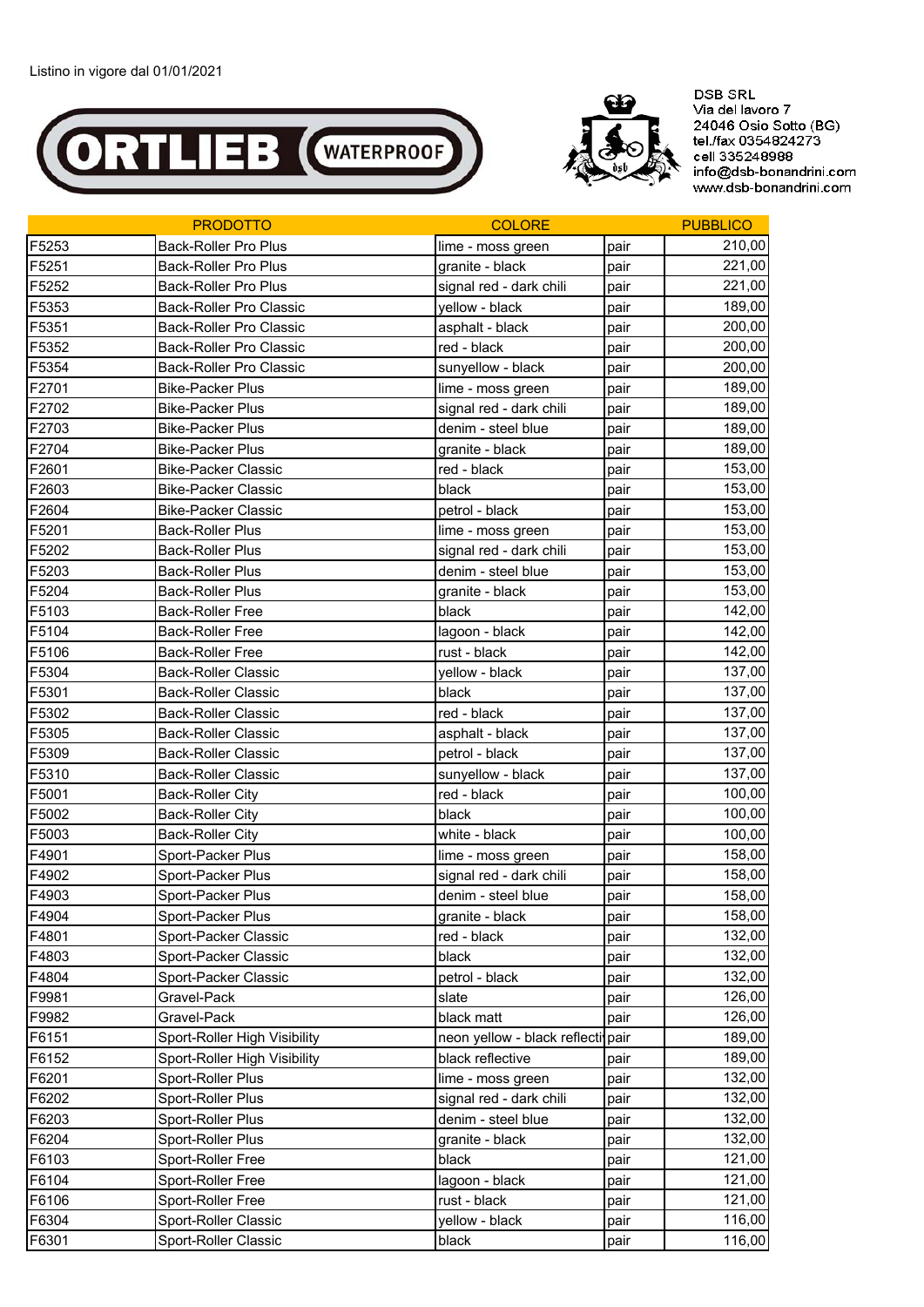Listino in vigore dal 01/01/2021

ORTLIEB WATERPROOF

DSB SRL
Via del lavoro 7
24046 Osio Sotto (BG)
tel./fax 0354824273
cell 335248988
info@dsb-bonandrini.com
www.dsb-bonandrini.com

| | PRODOTTO | COLORE | | PUBBLICO |
|---|---|---|---|---|
| F5253 | Back-Roller Pro Plus | lime - moss green | pair | 210,00 |
| F5251 | Back-Roller Pro Plus | granite - black | pair | 221,00 |
| F5252 | Back-Roller Pro Plus | signal red - dark chili | pair | 221,00 |
| F5353 | Back-Roller Pro Classic | yellow - black | pair | 189,00 |
| F5351 | Back-Roller Pro Classic | asphalt - black | pair | 200,00 |
| F5352 | Back-Roller Pro Classic | red - black | pair | 200,00 |
| F5354 | Back-Roller Pro Classic | sunyellow - black | pair | 200,00 |
| F2701 | Bike-Packer Plus | lime - moss green | pair | 189,00 |
| F2702 | Bike-Packer Plus | signal red - dark chili | pair | 189,00 |
| F2703 | Bike-Packer Plus | denim - steel blue | pair | 189,00 |
| F2704 | Bike-Packer Plus | granite - black | pair | 189,00 |
| F2601 | Bike-Packer Classic | red - black | pair | 153,00 |
| F2603 | Bike-Packer Classic | black | pair | 153,00 |
| F2604 | Bike-Packer Classic | petrol - black | pair | 153,00 |
| F5201 | Back-Roller Plus | lime - moss green | pair | 153,00 |
| F5202 | Back-Roller Plus | signal red - dark chili | pair | 153,00 |
| F5203 | Back-Roller Plus | denim - steel blue | pair | 153,00 |
| F5204 | Back-Roller Plus | granite - black | pair | 153,00 |
| F5103 | Back-Roller Free | black | pair | 142,00 |
| F5104 | Back-Roller Free | lagoon - black | pair | 142,00 |
| F5106 | Back-Roller Free | rust - black | pair | 142,00 |
| F5304 | Back-Roller Classic | yellow - black | pair | 137,00 |
| F5301 | Back-Roller Classic | black | pair | 137,00 |
| F5302 | Back-Roller Classic | red - black | pair | 137,00 |
| F5305 | Back-Roller Classic | asphalt - black | pair | 137,00 |
| F5309 | Back-Roller Classic | petrol - black | pair | 137,00 |
| F5310 | Back-Roller Classic | sunyellow - black | pair | 137,00 |
| F5001 | Back-Roller City | red - black | pair | 100,00 |
| F5002 | Back-Roller City | black | pair | 100,00 |
| F5003 | Back-Roller City | white - black | pair | 100,00 |
| F4901 | Sport-Packer Plus | lime - moss green | pair | 158,00 |
| F4902 | Sport-Packer Plus | signal red - dark chili | pair | 158,00 |
| F4903 | Sport-Packer Plus | denim - steel blue | pair | 158,00 |
| F4904 | Sport-Packer Plus | granite - black | pair | 158,00 |
| F4801 | Sport-Packer Classic | red - black | pair | 132,00 |
| F4803 | Sport-Packer Classic | black | pair | 132,00 |
| F4804 | Sport-Packer Classic | petrol - black | pair | 132,00 |
| F9981 | Gravel-Pack | slate | pair | 126,00 |
| F9982 | Gravel-Pack | black matt | pair | 126,00 |
| F6151 | Sport-Roller High Visibility | neon yellow - black reflecti | pair | 189,00 |
| F6152 | Sport-Roller High Visibility | black reflective | pair | 189,00 |
| F6201 | Sport-Roller Plus | lime - moss green | pair | 132,00 |
| F6202 | Sport-Roller Plus | signal red - dark chili | pair | 132,00 |
| F6203 | Sport-Roller Plus | denim - steel blue | pair | 132,00 |
| F6204 | Sport-Roller Plus | granite - black | pair | 132,00 |
| F6103 | Sport-Roller Free | black | pair | 121,00 |
| F6104 | Sport-Roller Free | lagoon - black | pair | 121,00 |
| F6106 | Sport-Roller Free | rust - black | pair | 121,00 |
| F6304 | Sport-Roller Classic | yellow - black | pair | 116,00 |
| F6301 | Sport-Roller Classic | black | pair | 116,00 |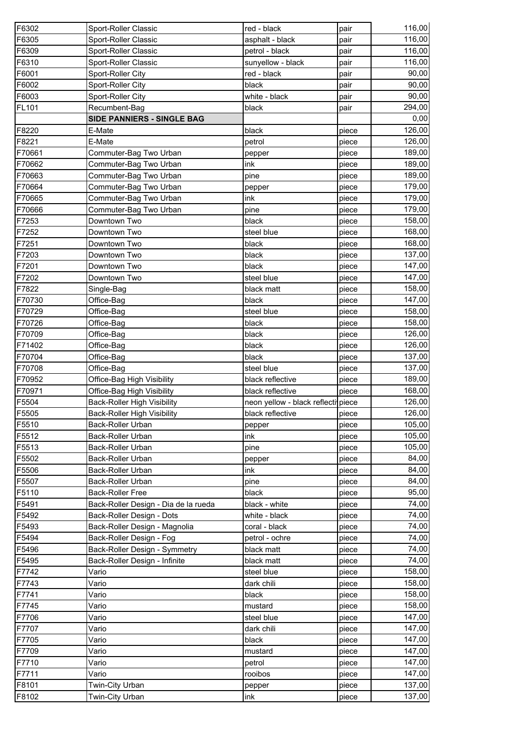| | | | | |
|---|---|---|---|---|
| F6302 | Sport-Roller Classic | red - black | pair | 116,00 |
| F6305 | Sport-Roller Classic | asphalt - black | pair | 116,00 |
| F6309 | Sport-Roller Classic | petrol - black | pair | 116,00 |
| F6310 | Sport-Roller Classic | sunyellow - black | pair | 116,00 |
| F6001 | Sport-Roller City | red - black | pair | 90,00 |
| F6002 | Sport-Roller City | black | pair | 90,00 |
| F6003 | Sport-Roller City | white - black | pair | 90,00 |
| FL101 | Recumbent-Bag | black | pair | 294,00 |
| | **SIDE PANNIERS - SINGLE BAG** | | | 0,00 |
| F8220 | E-Mate | black | piece | 126,00 |
| F8221 | E-Mate | petrol | piece | 126,00 |
| F70661 | Commuter-Bag Two Urban | pepper | piece | 189,00 |
| F70662 | Commuter-Bag Two Urban | ink | piece | 189,00 |
| F70663 | Commuter-Bag Two Urban | pine | piece | 189,00 |
| F70664 | Commuter-Bag Two Urban | pepper | piece | 179,00 |
| F70665 | Commuter-Bag Two Urban | ink | piece | 179,00 |
| F70666 | Commuter-Bag Two Urban | pine | piece | 179,00 |
| F7253 | Downtown Two | black | piece | 158,00 |
| F7252 | Downtown Two | steel blue | piece | 168,00 |
| F7251 | Downtown Two | black | piece | 168,00 |
| F7203 | Downtown Two | black | piece | 137,00 |
| F7201 | Downtown Two | black | piece | 147,00 |
| F7202 | Downtown Two | steel blue | piece | 147,00 |
| F7822 | Single-Bag | black matt | piece | 158,00 |
| F70730 | Office-Bag | black | piece | 147,00 |
| F70729 | Office-Bag | steel blue | piece | 158,00 |
| F70726 | Office-Bag | black | piece | 158,00 |
| F70709 | Office-Bag | black | piece | 126,00 |
| F71402 | Office-Bag | black | piece | 126,00 |
| F70704 | Office-Bag | black | piece | 137,00 |
| F70708 | Office-Bag | steel blue | piece | 137,00 |
| F70952 | Office-Bag High Visibility | black reflective | piece | 189,00 |
| F70971 | Office-Bag High Visibility | black reflective | piece | 168,00 |
| F5504 | Back-Roller High Visibility | neon yellow - black reflecti | piece | 126,00 |
| F5505 | Back-Roller High Visibility | black reflective | piece | 126,00 |
| F5510 | Back-Roller Urban | pepper | piece | 105,00 |
| F5512 | Back-Roller Urban | ink | piece | 105,00 |
| F5513 | Back-Roller Urban | pine | piece | 105,00 |
| F5502 | Back-Roller Urban | pepper | piece | 84,00 |
| F5506 | Back-Roller Urban | ink | piece | 84,00 |
| F5507 | Back-Roller Urban | pine | piece | 84,00 |
| F5110 | Back-Roller Free | black | piece | 95,00 |
| F5491 | Back-Roller Design - Dia de la rueda | black - white | piece | 74,00 |
| F5492 | Back-Roller Design - Dots | white - black | piece | 74,00 |
| F5493 | Back-Roller Design - Magnolia | coral - black | piece | 74,00 |
| F5494 | Back-Roller Design - Fog | petrol - ochre | piece | 74,00 |
| F5496 | Back-Roller Design - Symmetry | black matt | piece | 74,00 |
| F5495 | Back-Roller Design - Infinite | black matt | piece | 74,00 |
| F7742 | Vario | steel blue | piece | 158,00 |
| F7743 | Vario | dark chili | piece | 158,00 |
| F7741 | Vario | black | piece | 158,00 |
| F7745 | Vario | mustard | piece | 158,00 |
| F7706 | Vario | steel blue | piece | 147,00 |
| F7707 | Vario | dark chili | piece | 147,00 |
| F7705 | Vario | black | piece | 147,00 |
| F7709 | Vario | mustard | piece | 147,00 |
| F7710 | Vario | petrol | piece | 147,00 |
| F7711 | Vario | rooibos | piece | 147,00 |
| F8101 | Twin-City Urban | pepper | piece | 137,00 |
| F8102 | Twin-City Urban | ink | piece | 137,00 |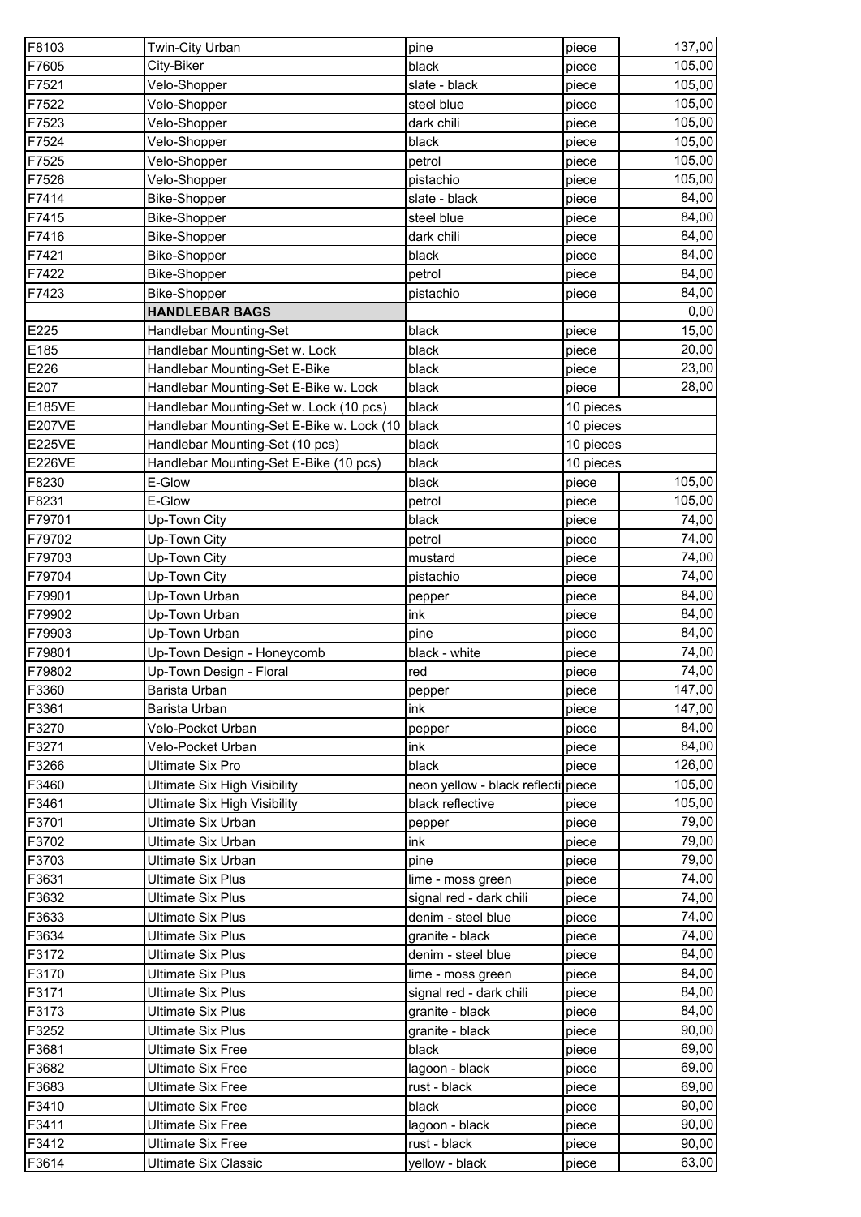| | | | | |
|---|---|---|---|---|
| F8103 | Twin-City Urban | pine | piece | 137,00 |
| F7605 | City-Biker | black | piece | 105,00 |
| F7521 | Velo-Shopper | slate - black | piece | 105,00 |
| F7522 | Velo-Shopper | steel blue | piece | 105,00 |
| F7523 | Velo-Shopper | dark chili | piece | 105,00 |
| F7524 | Velo-Shopper | black | piece | 105,00 |
| F7525 | Velo-Shopper | petrol | piece | 105,00 |
| F7526 | Velo-Shopper | pistachio | piece | 105,00 |
| F7414 | Bike-Shopper | slate - black | piece | 84,00 |
| F7415 | Bike-Shopper | steel blue | piece | 84,00 |
| F7416 | Bike-Shopper | dark chili | piece | 84,00 |
| F7421 | Bike-Shopper | black | piece | 84,00 |
| F7422 | Bike-Shopper | petrol | piece | 84,00 |
| F7423 | Bike-Shopper | pistachio | piece | 84,00 |
| | **HANDLEBAR BAGS** | | | 0,00 |
| E225 | Handlebar Mounting-Set | black | piece | 15,00 |
| E185 | Handlebar Mounting-Set w. Lock | black | piece | 20,00 |
| E226 | Handlebar Mounting-Set E-Bike | black | piece | 23,00 |
| E207 | Handlebar Mounting-Set E-Bike w. Lock | black | piece | 28,00 |
| E185VE | Handlebar Mounting-Set w. Lock (10 pcs) | black | 10 pieces | |
| E207VE | Handlebar Mounting-Set E-Bike w. Lock (10 | black | 10 pieces | |
| E225VE | Handlebar Mounting-Set (10 pcs) | black | 10 pieces | |
| E226VE | Handlebar Mounting-Set E-Bike (10 pcs) | black | 10 pieces | |
| F8230 | E-Glow | black | piece | 105,00 |
| F8231 | E-Glow | petrol | piece | 105,00 |
| F79701 | Up-Town City | black | piece | 74,00 |
| F79702 | Up-Town City | petrol | piece | 74,00 |
| F79703 | Up-Town City | mustard | piece | 74,00 |
| F79704 | Up-Town City | pistachio | piece | 74,00 |
| F79901 | Up-Town Urban | pepper | piece | 84,00 |
| F79902 | Up-Town Urban | ink | piece | 84,00 |
| F79903 | Up-Town Urban | pine | piece | 84,00 |
| F79801 | Up-Town Design - Honeycomb | black - white | piece | 74,00 |
| F79802 | Up-Town Design - Floral | red | piece | 74,00 |
| F3360 | Barista Urban | pepper | piece | 147,00 |
| F3361 | Barista Urban | ink | piece | 147,00 |
| F3270 | Velo-Pocket Urban | pepper | piece | 84,00 |
| F3271 | Velo-Pocket Urban | ink | piece | 84,00 |
| F3266 | Ultimate Six Pro | black | piece | 126,00 |
| F3460 | Ultimate Six High Visibility | neon yellow - black reflecti | piece | 105,00 |
| F3461 | Ultimate Six High Visibility | black reflective | piece | 105,00 |
| F3701 | Ultimate Six Urban | pepper | piece | 79,00 |
| F3702 | Ultimate Six Urban | ink | piece | 79,00 |
| F3703 | Ultimate Six Urban | pine | piece | 79,00 |
| F3631 | Ultimate Six Plus | lime - moss green | piece | 74,00 |
| F3632 | Ultimate Six Plus | signal red - dark chili | piece | 74,00 |
| F3633 | Ultimate Six Plus | denim - steel blue | piece | 74,00 |
| F3634 | Ultimate Six Plus | granite - black | piece | 74,00 |
| F3172 | Ultimate Six Plus | denim - steel blue | piece | 84,00 |
| F3170 | Ultimate Six Plus | lime - moss green | piece | 84,00 |
| F3171 | Ultimate Six Plus | signal red - dark chili | piece | 84,00 |
| F3173 | Ultimate Six Plus | granite - black | piece | 84,00 |
| F3252 | Ultimate Six Plus | granite - black | piece | 90,00 |
| F3681 | Ultimate Six Free | black | piece | 69,00 |
| F3682 | Ultimate Six Free | lagoon - black | piece | 69,00 |
| F3683 | Ultimate Six Free | rust - black | piece | 69,00 |
| F3410 | Ultimate Six Free | black | piece | 90,00 |
| F3411 | Ultimate Six Free | lagoon - black | piece | 90,00 |
| F3412 | Ultimate Six Free | rust - black | piece | 90,00 |
| F3614 | Ultimate Six Classic | yellow - black | piece | 63,00 |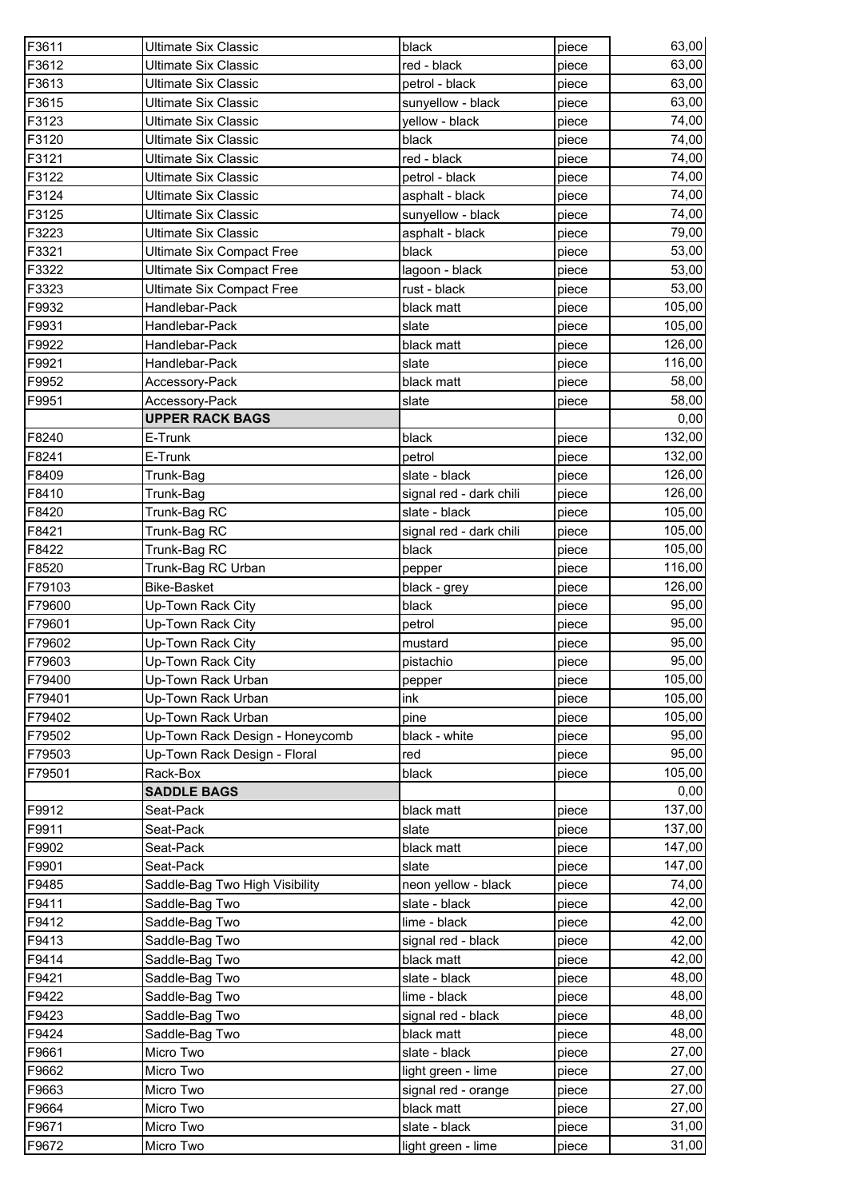| | | | | |
|---|---|---|---|---|
| F3611 | Ultimate Six Classic | black | piece | 63,00 |
| F3612 | Ultimate Six Classic | red - black | piece | 63,00 |
| F3613 | Ultimate Six Classic | petrol - black | piece | 63,00 |
| F3615 | Ultimate Six Classic | sunyellow - black | piece | 63,00 |
| F3123 | Ultimate Six Classic | yellow - black | piece | 74,00 |
| F3120 | Ultimate Six Classic | black | piece | 74,00 |
| F3121 | Ultimate Six Classic | red - black | piece | 74,00 |
| F3122 | Ultimate Six Classic | petrol - black | piece | 74,00 |
| F3124 | Ultimate Six Classic | asphalt - black | piece | 74,00 |
| F3125 | Ultimate Six Classic | sunyellow - black | piece | 74,00 |
| F3223 | Ultimate Six Classic | asphalt - black | piece | 79,00 |
| F3321 | Ultimate Six Compact Free | black | piece | 53,00 |
| F3322 | Ultimate Six Compact Free | lagoon - black | piece | 53,00 |
| F3323 | Ultimate Six Compact Free | rust - black | piece | 53,00 |
| F9932 | Handlebar-Pack | black matt | piece | 105,00 |
| F9931 | Handlebar-Pack | slate | piece | 105,00 |
| F9922 | Handlebar-Pack | black matt | piece | 126,00 |
| F9921 | Handlebar-Pack | slate | piece | 116,00 |
| F9952 | Accessory-Pack | black matt | piece | 58,00 |
| F9951 | Accessory-Pack | slate | piece | 58,00 |
| | **UPPER RACK BAGS** | | | 0,00 |
| F8240 | E-Trunk | black | piece | 132,00 |
| F8241 | E-Trunk | petrol | piece | 132,00 |
| F8409 | Trunk-Bag | slate - black | piece | 126,00 |
| F8410 | Trunk-Bag | signal red - dark chili | piece | 126,00 |
| F8420 | Trunk-Bag RC | slate - black | piece | 105,00 |
| F8421 | Trunk-Bag RC | signal red - dark chili | piece | 105,00 |
| F8422 | Trunk-Bag RC | black | piece | 105,00 |
| F8520 | Trunk-Bag RC Urban | pepper | piece | 116,00 |
| F79103 | Bike-Basket | black - grey | piece | 126,00 |
| F79600 | Up-Town Rack City | black | piece | 95,00 |
| F79601 | Up-Town Rack City | petrol | piece | 95,00 |
| F79602 | Up-Town Rack City | mustard | piece | 95,00 |
| F79603 | Up-Town Rack City | pistachio | piece | 95,00 |
| F79400 | Up-Town Rack Urban | pepper | piece | 105,00 |
| F79401 | Up-Town Rack Urban | ink | piece | 105,00 |
| F79402 | Up-Town Rack Urban | pine | piece | 105,00 |
| F79502 | Up-Town Rack Design - Honeycomb | black - white | piece | 95,00 |
| F79503 | Up-Town Rack Design - Floral | red | piece | 95,00 |
| F79501 | Rack-Box | black | piece | 105,00 |
| | **SADDLE BAGS** | | | 0,00 |
| F9912 | Seat-Pack | black matt | piece | 137,00 |
| F9911 | Seat-Pack | slate | piece | 137,00 |
| F9902 | Seat-Pack | black matt | piece | 147,00 |
| F9901 | Seat-Pack | slate | piece | 147,00 |
| F9485 | Saddle-Bag Two High Visibility | neon yellow - black | piece | 74,00 |
| F9411 | Saddle-Bag Two | slate - black | piece | 42,00 |
| F9412 | Saddle-Bag Two | lime - black | piece | 42,00 |
| F9413 | Saddle-Bag Two | signal red - black | piece | 42,00 |
| F9414 | Saddle-Bag Two | black matt | piece | 42,00 |
| F9421 | Saddle-Bag Two | slate - black | piece | 48,00 |
| F9422 | Saddle-Bag Two | lime - black | piece | 48,00 |
| F9423 | Saddle-Bag Two | signal red - black | piece | 48,00 |
| F9424 | Saddle-Bag Two | black matt | piece | 48,00 |
| F9661 | Micro Two | slate - black | piece | 27,00 |
| F9662 | Micro Two | light green - lime | piece | 27,00 |
| F9663 | Micro Two | signal red - orange | piece | 27,00 |
| F9664 | Micro Two | black matt | piece | 27,00 |
| F9671 | Micro Two | slate - black | piece | 31,00 |
| F9672 | Micro Two | light green - lime | piece | 31,00 |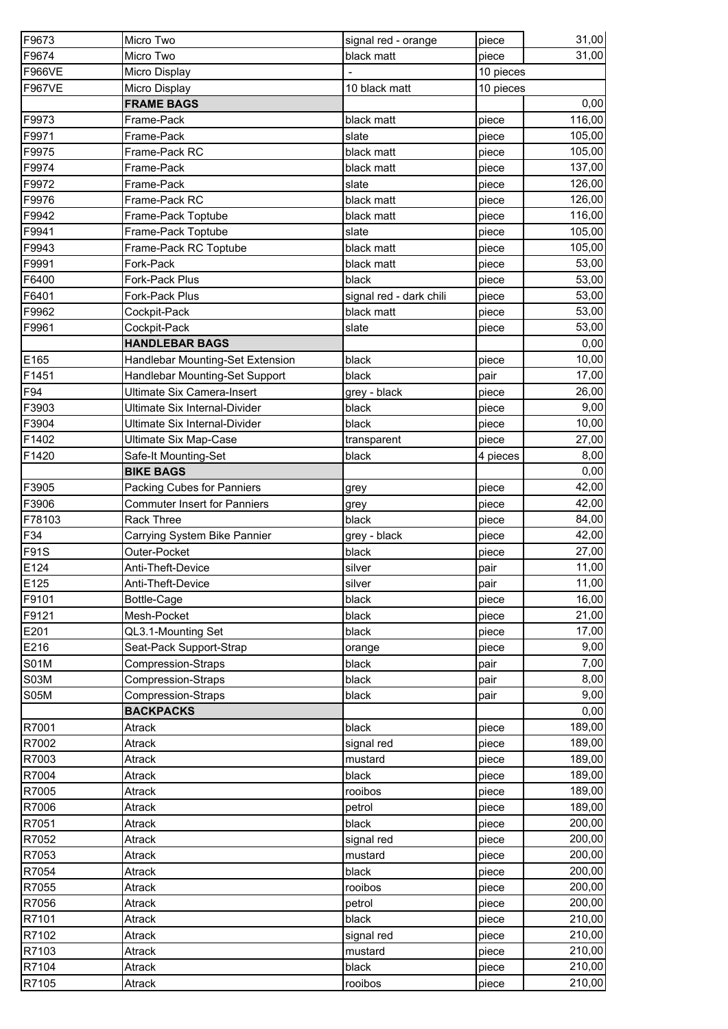| F9673 | Micro Two | signal red - orange | piece | 31,00 |
|---|---|---|---|---|
| F9674 | Micro Two | black matt | piece | 31,00 |
| F966VE | Micro Display | - | 10 pieces | |
| F967VE | Micro Display | 10 black matt | 10 pieces | |
| | **FRAME BAGS** | | | 0,00 |
| F9973 | Frame-Pack | black matt | piece | 116,00 |
| F9971 | Frame-Pack | slate | piece | 105,00 |
| F9975 | Frame-Pack RC | black matt | piece | 105,00 |
| F9974 | Frame-Pack | black matt | piece | 137,00 |
| F9972 | Frame-Pack | slate | piece | 126,00 |
| F9976 | Frame-Pack RC | black matt | piece | 126,00 |
| F9942 | Frame-Pack Toptube | black matt | piece | 116,00 |
| F9941 | Frame-Pack Toptube | slate | piece | 105,00 |
| F9943 | Frame-Pack RC Toptube | black matt | piece | 105,00 |
| F9991 | Fork-Pack | black matt | piece | 53,00 |
| F6400 | Fork-Pack Plus | black | piece | 53,00 |
| F6401 | Fork-Pack Plus | signal red - dark chili | piece | 53,00 |
| F9962 | Cockpit-Pack | black matt | piece | 53,00 |
| F9961 | Cockpit-Pack | slate | piece | 53,00 |
| | **HANDLEBAR BAGS** | | | 0,00 |
| E165 | Handlebar Mounting-Set Extension | black | piece | 10,00 |
| F1451 | Handlebar Mounting-Set Support | black | pair | 17,00 |
| F94 | Ultimate Six Camera-Insert | grey - black | piece | 26,00 |
| F3903 | Ultimate Six Internal-Divider | black | piece | 9,00 |
| F3904 | Ultimate Six Internal-Divider | black | piece | 10,00 |
| F1402 | Ultimate Six Map-Case | transparent | piece | 27,00 |
| F1420 | Safe-It Mounting-Set | black | 4 pieces | 8,00 |
| | **BIKE BAGS** | | | 0,00 |
| F3905 | Packing Cubes for Panniers | grey | piece | 42,00 |
| F3906 | Commuter Insert for Panniers | grey | piece | 42,00 |
| F78103 | Rack Three | black | piece | 84,00 |
| F34 | Carrying System Bike Pannier | grey - black | piece | 42,00 |
| F91S | Outer-Pocket | black | piece | 27,00 |
| E124 | Anti-Theft-Device | silver | pair | 11,00 |
| E125 | Anti-Theft-Device | silver | pair | 11,00 |
| F9101 | Bottle-Cage | black | piece | 16,00 |
| F9121 | Mesh-Pocket | black | piece | 21,00 |
| E201 | QL3.1-Mounting Set | black | piece | 17,00 |
| E216 | Seat-Pack Support-Strap | orange | piece | 9,00 |
| S01M | Compression-Straps | black | pair | 7,00 |
| S03M | Compression-Straps | black | pair | 8,00 |
| S05M | Compression-Straps | black | pair | 9,00 |
| | **BACKPACKS** | | | 0,00 |
| R7001 | Atrack | black | piece | 189,00 |
| R7002 | Atrack | signal red | piece | 189,00 |
| R7003 | Atrack | mustard | piece | 189,00 |
| R7004 | Atrack | black | piece | 189,00 |
| R7005 | Atrack | rooibos | piece | 189,00 |
| R7006 | Atrack | petrol | piece | 189,00 |
| R7051 | Atrack | black | piece | 200,00 |
| R7052 | Atrack | signal red | piece | 200,00 |
| R7053 | Atrack | mustard | piece | 200,00 |
| R7054 | Atrack | black | piece | 200,00 |
| R7055 | Atrack | rooibos | piece | 200,00 |
| R7056 | Atrack | petrol | piece | 200,00 |
| R7101 | Atrack | black | piece | 210,00 |
| R7102 | Atrack | signal red | piece | 210,00 |
| R7103 | Atrack | mustard | piece | 210,00 |
| R7104 | Atrack | black | piece | 210,00 |
| R7105 | Atrack | rooibos | piece | 210,00 |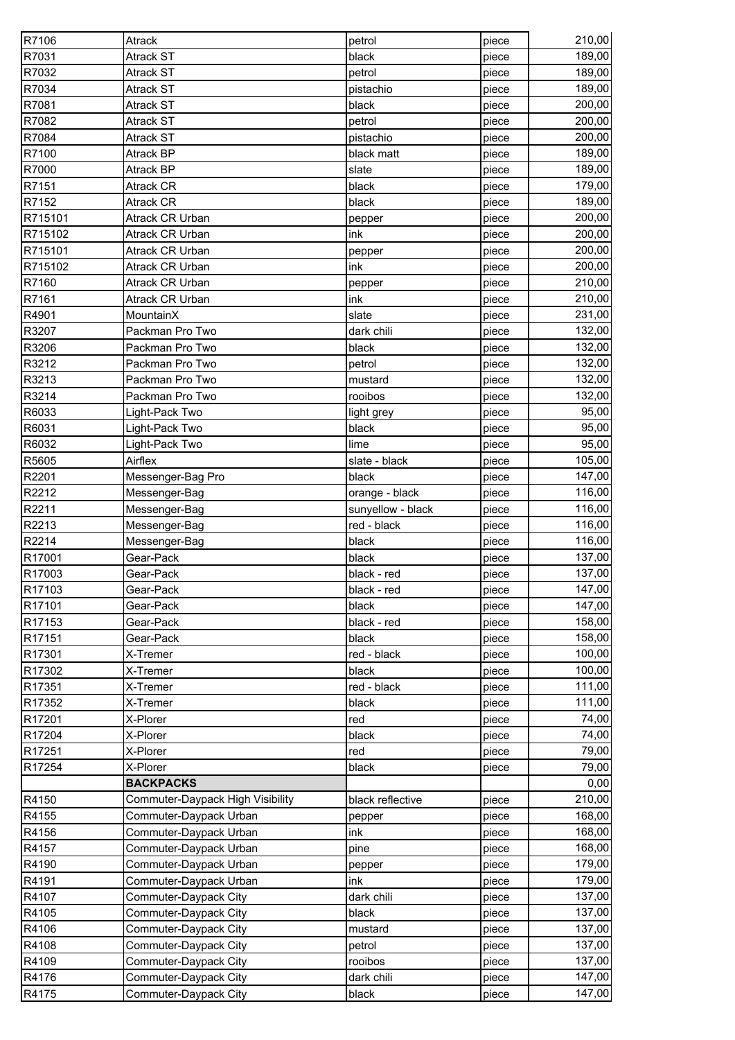| | | | | |
|---|---|---|---|---|
| R7106 | Atrack | petrol | piece | 210,00 |
| R7031 | Atrack ST | black | piece | 189,00 |
| R7032 | Atrack ST | petrol | piece | 189,00 |
| R7034 | Atrack ST | pistachio | piece | 189,00 |
| R7081 | Atrack ST | black | piece | 200,00 |
| R7082 | Atrack ST | petrol | piece | 200,00 |
| R7084 | Atrack ST | pistachio | piece | 200,00 |
| R7100 | Atrack BP | black matt | piece | 189,00 |
| R7000 | Atrack BP | slate | piece | 189,00 |
| R7151 | Atrack CR | black | piece | 179,00 |
| R7152 | Atrack CR | black | piece | 189,00 |
| R715101 | Atrack CR Urban | pepper | piece | 200,00 |
| R715102 | Atrack CR Urban | ink | piece | 200,00 |
| R715101 | Atrack CR Urban | pepper | piece | 200,00 |
| R715102 | Atrack CR Urban | ink | piece | 200,00 |
| R7160 | Atrack CR Urban | pepper | piece | 210,00 |
| R7161 | Atrack CR Urban | ink | piece | 210,00 |
| R4901 | MountainX | slate | piece | 231,00 |
| R3207 | Packman Pro Two | dark chili | piece | 132,00 |
| R3206 | Packman Pro Two | black | piece | 132,00 |
| R3212 | Packman Pro Two | petrol | piece | 132,00 |
| R3213 | Packman Pro Two | mustard | piece | 132,00 |
| R3214 | Packman Pro Two | rooibos | piece | 132,00 |
| R6033 | Light-Pack Two | light grey | piece | 95,00 |
| R6031 | Light-Pack Two | black | piece | 95,00 |
| R6032 | Light-Pack Two | lime | piece | 95,00 |
| R5605 | Airflex | slate - black | piece | 105,00 |
| R2201 | Messenger-Bag Pro | black | piece | 147,00 |
| R2212 | Messenger-Bag | orange - black | piece | 116,00 |
| R2211 | Messenger-Bag | sunyellow - black | piece | 116,00 |
| R2213 | Messenger-Bag | red - black | piece | 116,00 |
| R2214 | Messenger-Bag | black | piece | 116,00 |
| R17001 | Gear-Pack | black | piece | 137,00 |
| R17003 | Gear-Pack | black - red | piece | 137,00 |
| R17103 | Gear-Pack | black - red | piece | 147,00 |
| R17101 | Gear-Pack | black | piece | 147,00 |
| R17153 | Gear-Pack | black - red | piece | 158,00 |
| R17151 | Gear-Pack | black | piece | 158,00 |
| R17301 | X-Tremer | red - black | piece | 100,00 |
| R17302 | X-Tremer | black | piece | 100,00 |
| R17351 | X-Tremer | red - black | piece | 111,00 |
| R17352 | X-Tremer | black | piece | 111,00 |
| R17201 | X-Plorer | red | piece | 74,00 |
| R17204 | X-Plorer | black | piece | 74,00 |
| R17251 | X-Plorer | red | piece | 79,00 |
| R17254 | X-Plorer | black | piece | 79,00 |
| | **BACKPACKS** | | | 0,00 |
| R4150 | Commuter-Daypack High Visibility | black reflective | piece | 210,00 |
| R4155 | Commuter-Daypack Urban | pepper | piece | 168,00 |
| R4156 | Commuter-Daypack Urban | ink | piece | 168,00 |
| R4157 | Commuter-Daypack Urban | pine | piece | 168,00 |
| R4190 | Commuter-Daypack Urban | pepper | piece | 179,00 |
| R4191 | Commuter-Daypack Urban | ink | piece | 179,00 |
| R4107 | Commuter-Daypack City | dark chili | piece | 137,00 |
| R4105 | Commuter-Daypack City | black | piece | 137,00 |
| R4106 | Commuter-Daypack City | mustard | piece | 137,00 |
| R4108 | Commuter-Daypack City | petrol | piece | 137,00 |
| R4109 | Commuter-Daypack City | rooibos | piece | 137,00 |
| R4176 | Commuter-Daypack City | dark chili | piece | 147,00 |
| R4175 | Commuter-Daypack City | black | piece | 147,00 |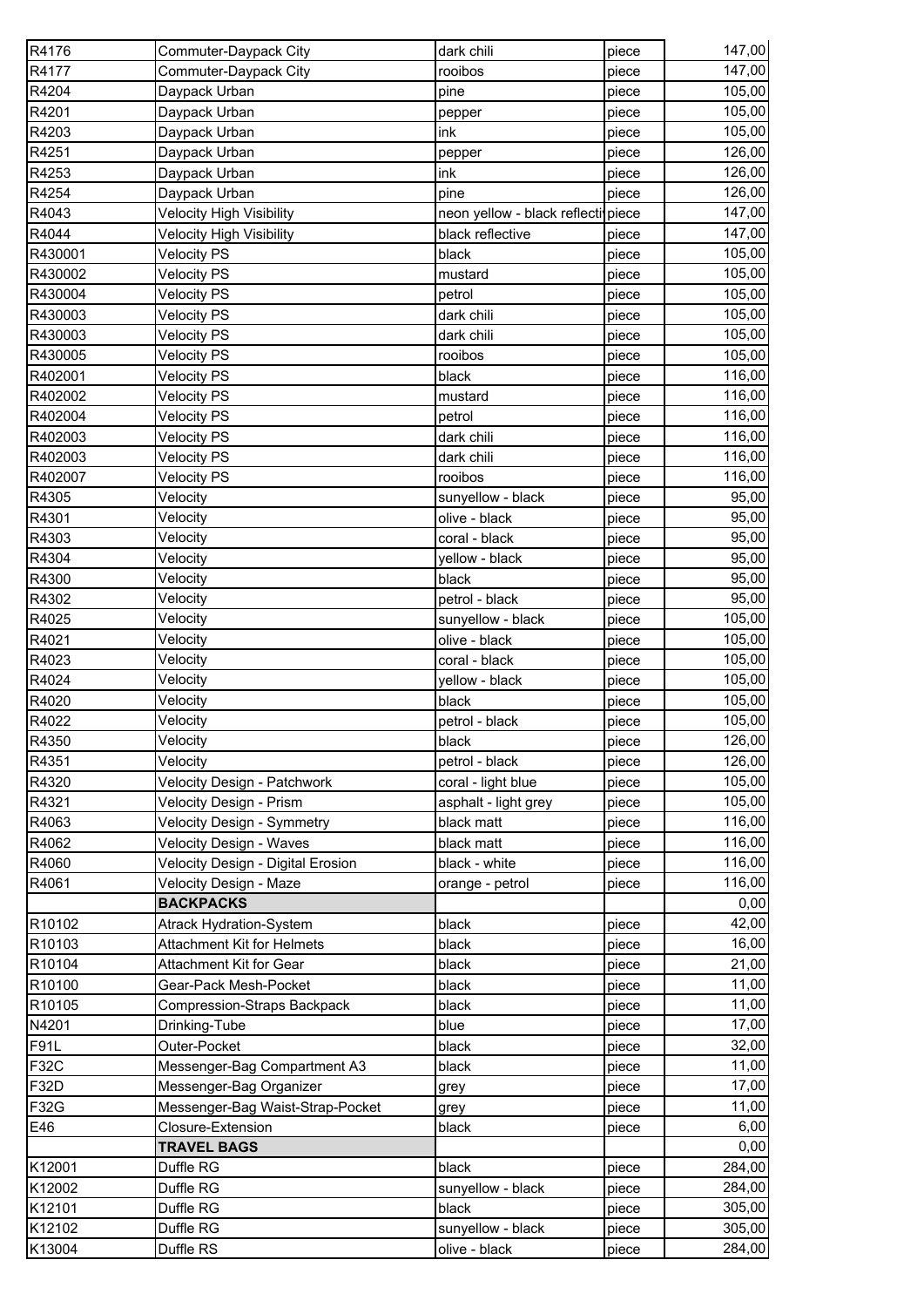| | | | | |
|---|---|---|---|---|
| R4176 | Commuter-Daypack City | dark chili | piece | 147,00 |
| R4177 | Commuter-Daypack City | rooibos | piece | 147,00 |
| R4204 | Daypack Urban | pine | piece | 105,00 |
| R4201 | Daypack Urban | pepper | piece | 105,00 |
| R4203 | Daypack Urban | ink | piece | 105,00 |
| R4251 | Daypack Urban | pepper | piece | 126,00 |
| R4253 | Daypack Urban | ink | piece | 126,00 |
| R4254 | Daypack Urban | pine | piece | 126,00 |
| R4043 | Velocity High Visibility | neon yellow - black reflecti | piece | 147,00 |
| R4044 | Velocity High Visibility | black reflective | piece | 147,00 |
| R430001 | Velocity PS | black | piece | 105,00 |
| R430002 | Velocity PS | mustard | piece | 105,00 |
| R430004 | Velocity PS | petrol | piece | 105,00 |
| R430003 | Velocity PS | dark chili | piece | 105,00 |
| R430003 | Velocity PS | dark chili | piece | 105,00 |
| R430005 | Velocity PS | rooibos | piece | 105,00 |
| R402001 | Velocity PS | black | piece | 116,00 |
| R402002 | Velocity PS | mustard | piece | 116,00 |
| R402004 | Velocity PS | petrol | piece | 116,00 |
| R402003 | Velocity PS | dark chili | piece | 116,00 |
| R402003 | Velocity PS | dark chili | piece | 116,00 |
| R402007 | Velocity PS | rooibos | piece | 116,00 |
| R4305 | Velocity | sunyellow - black | piece | 95,00 |
| R4301 | Velocity | olive - black | piece | 95,00 |
| R4303 | Velocity | coral - black | piece | 95,00 |
| R4304 | Velocity | yellow - black | piece | 95,00 |
| R4300 | Velocity | black | piece | 95,00 |
| R4302 | Velocity | petrol - black | piece | 95,00 |
| R4025 | Velocity | sunyellow - black | piece | 105,00 |
| R4021 | Velocity | olive - black | piece | 105,00 |
| R4023 | Velocity | coral - black | piece | 105,00 |
| R4024 | Velocity | yellow - black | piece | 105,00 |
| R4020 | Velocity | black | piece | 105,00 |
| R4022 | Velocity | petrol - black | piece | 105,00 |
| R4350 | Velocity | black | piece | 126,00 |
| R4351 | Velocity | petrol - black | piece | 126,00 |
| R4320 | Velocity Design - Patchwork | coral - light blue | piece | 105,00 |
| R4321 | Velocity Design - Prism | asphalt - light grey | piece | 105,00 |
| R4063 | Velocity Design - Symmetry | black matt | piece | 116,00 |
| R4062 | Velocity Design - Waves | black matt | piece | 116,00 |
| R4060 | Velocity Design - Digital Erosion | black - white | piece | 116,00 |
| R4061 | Velocity Design - Maze | orange - petrol | piece | 116,00 |
| | **BACKPACKS** | | | 0,00 |
| R10102 | Atrack Hydration-System | black | piece | 42,00 |
| R10103 | Attachment Kit for Helmets | black | piece | 16,00 |
| R10104 | Attachment Kit for Gear | black | piece | 21,00 |
| R10100 | Gear-Pack Mesh-Pocket | black | piece | 11,00 |
| R10105 | Compression-Straps Backpack | black | piece | 11,00 |
| N4201 | Drinking-Tube | blue | piece | 17,00 |
| F91L | Outer-Pocket | black | piece | 32,00 |
| F32C | Messenger-Bag Compartment A3 | black | piece | 11,00 |
| F32D | Messenger-Bag Organizer | grey | piece | 17,00 |
| F32G | Messenger-Bag Waist-Strap-Pocket | grey | piece | 11,00 |
| E46 | Closure-Extension | black | piece | 6,00 |
| | **TRAVEL BAGS** | | | 0,00 |
| K12001 | Duffle RG | black | piece | 284,00 |
| K12002 | Duffle RG | sunyellow - black | piece | 284,00 |
| K12101 | Duffle RG | black | piece | 305,00 |
| K12102 | Duffle RG | sunyellow - black | piece | 305,00 |
| K13004 | Duffle RS | olive - black | piece | 284,00 |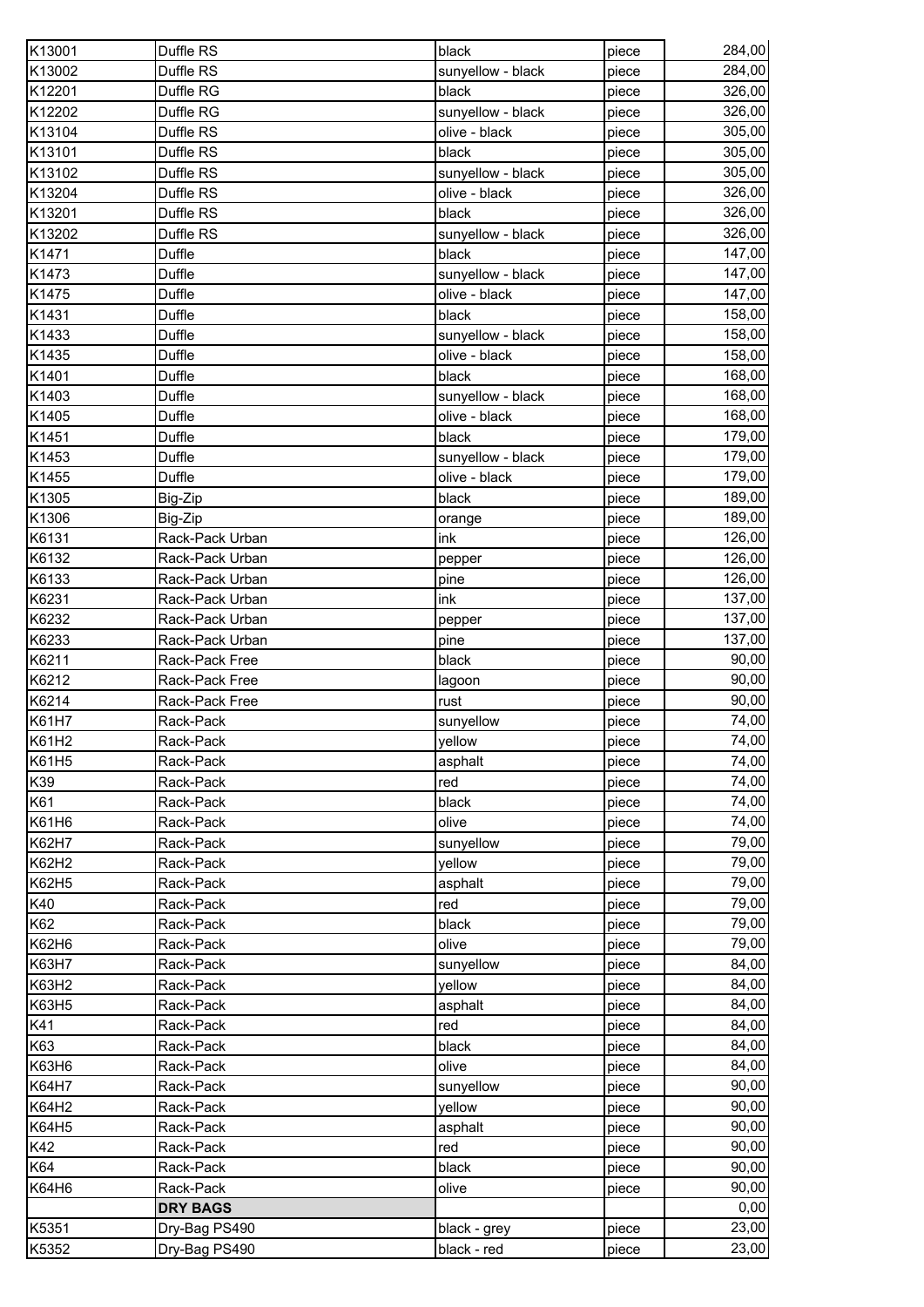| | | | | |
|---|---|---|---|---|
| K13001 | Duffle RS | black | piece | 284,00 |
| K13002 | Duffle RS | sunyellow - black | piece | 284,00 |
| K12201 | Duffle RG | black | piece | 326,00 |
| K12202 | Duffle RG | sunyellow - black | piece | 326,00 |
| K13104 | Duffle RS | olive - black | piece | 305,00 |
| K13101 | Duffle RS | black | piece | 305,00 |
| K13102 | Duffle RS | sunyellow - black | piece | 305,00 |
| K13204 | Duffle RS | olive - black | piece | 326,00 |
| K13201 | Duffle RS | black | piece | 326,00 |
| K13202 | Duffle RS | sunyellow - black | piece | 326,00 |
| K1471 | Duffle | black | piece | 147,00 |
| K1473 | Duffle | sunyellow - black | piece | 147,00 |
| K1475 | Duffle | olive - black | piece | 147,00 |
| K1431 | Duffle | black | piece | 158,00 |
| K1433 | Duffle | sunyellow - black | piece | 158,00 |
| K1435 | Duffle | olive - black | piece | 158,00 |
| K1401 | Duffle | black | piece | 168,00 |
| K1403 | Duffle | sunyellow - black | piece | 168,00 |
| K1405 | Duffle | olive - black | piece | 168,00 |
| K1451 | Duffle | black | piece | 179,00 |
| K1453 | Duffle | sunyellow - black | piece | 179,00 |
| K1455 | Duffle | olive - black | piece | 179,00 |
| K1305 | Big-Zip | black | piece | 189,00 |
| K1306 | Big-Zip | orange | piece | 189,00 |
| K6131 | Rack-Pack Urban | ink | piece | 126,00 |
| K6132 | Rack-Pack Urban | pepper | piece | 126,00 |
| K6133 | Rack-Pack Urban | pine | piece | 126,00 |
| K6231 | Rack-Pack Urban | ink | piece | 137,00 |
| K6232 | Rack-Pack Urban | pepper | piece | 137,00 |
| K6233 | Rack-Pack Urban | pine | piece | 137,00 |
| K6211 | Rack-Pack Free | black | piece | 90,00 |
| K6212 | Rack-Pack Free | lagoon | piece | 90,00 |
| K6214 | Rack-Pack Free | rust | piece | 90,00 |
| K61H7 | Rack-Pack | sunyellow | piece | 74,00 |
| K61H2 | Rack-Pack | yellow | piece | 74,00 |
| K61H5 | Rack-Pack | asphalt | piece | 74,00 |
| K39 | Rack-Pack | red | piece | 74,00 |
| K61 | Rack-Pack | black | piece | 74,00 |
| K61H6 | Rack-Pack | olive | piece | 74,00 |
| K62H7 | Rack-Pack | sunyellow | piece | 79,00 |
| K62H2 | Rack-Pack | yellow | piece | 79,00 |
| K62H5 | Rack-Pack | asphalt | piece | 79,00 |
| K40 | Rack-Pack | red | piece | 79,00 |
| K62 | Rack-Pack | black | piece | 79,00 |
| K62H6 | Rack-Pack | olive | piece | 79,00 |
| K63H7 | Rack-Pack | sunyellow | piece | 84,00 |
| K63H2 | Rack-Pack | yellow | piece | 84,00 |
| K63H5 | Rack-Pack | asphalt | piece | 84,00 |
| K41 | Rack-Pack | red | piece | 84,00 |
| K63 | Rack-Pack | black | piece | 84,00 |
| K63H6 | Rack-Pack | olive | piece | 84,00 |
| K64H7 | Rack-Pack | sunyellow | piece | 90,00 |
| K64H2 | Rack-Pack | yellow | piece | 90,00 |
| K64H5 | Rack-Pack | asphalt | piece | 90,00 |
| K42 | Rack-Pack | red | piece | 90,00 |
| K64 | Rack-Pack | black | piece | 90,00 |
| K64H6 | Rack-Pack | olive | piece | 90,00 |
| | **DRY BAGS** | | | 0,00 |
| K5351 | Dry-Bag PS490 | black - grey | piece | 23,00 |
| K5352 | Dry-Bag PS490 | black - red | piece | 23,00 |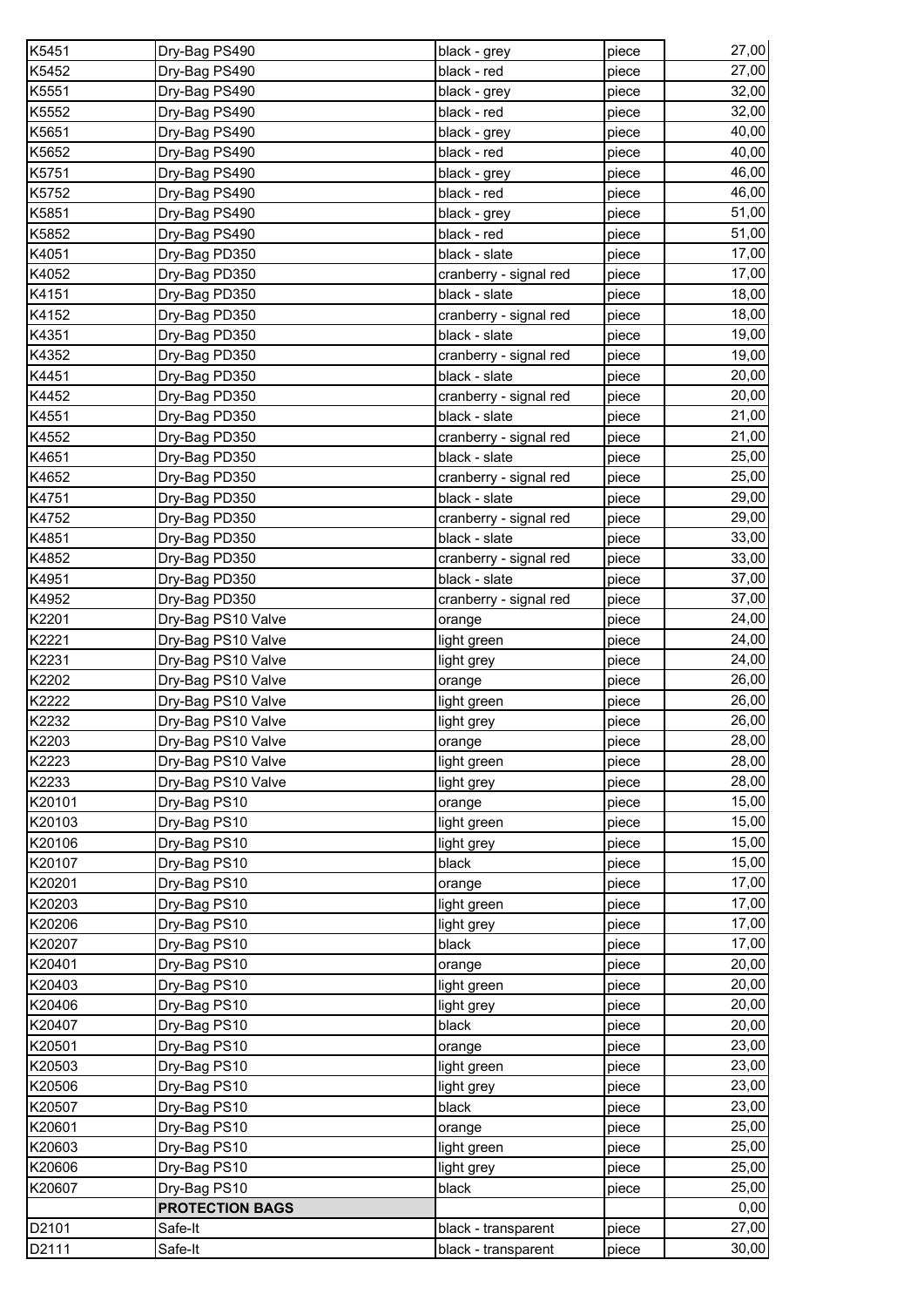| K5451 | Dry-Bag PS490 | black - grey | piece | 27,00 |
|---|---|---|---|---|
| K5452 | Dry-Bag PS490 | black - red | piece | 27,00 |
| K5551 | Dry-Bag PS490 | black - grey | piece | 32,00 |
| K5552 | Dry-Bag PS490 | black - red | piece | 32,00 |
| K5651 | Dry-Bag PS490 | black - grey | piece | 40,00 |
| K5652 | Dry-Bag PS490 | black - red | piece | 40,00 |
| K5751 | Dry-Bag PS490 | black - grey | piece | 46,00 |
| K5752 | Dry-Bag PS490 | black - red | piece | 46,00 |
| K5851 | Dry-Bag PS490 | black - grey | piece | 51,00 |
| K5852 | Dry-Bag PS490 | black - red | piece | 51,00 |
| K4051 | Dry-Bag PD350 | black - slate | piece | 17,00 |
| K4052 | Dry-Bag PD350 | cranberry - signal red | piece | 17,00 |
| K4151 | Dry-Bag PD350 | black - slate | piece | 18,00 |
| K4152 | Dry-Bag PD350 | cranberry - signal red | piece | 18,00 |
| K4351 | Dry-Bag PD350 | black - slate | piece | 19,00 |
| K4352 | Dry-Bag PD350 | cranberry - signal red | piece | 19,00 |
| K4451 | Dry-Bag PD350 | black - slate | piece | 20,00 |
| K4452 | Dry-Bag PD350 | cranberry - signal red | piece | 20,00 |
| K4551 | Dry-Bag PD350 | black - slate | piece | 21,00 |
| K4552 | Dry-Bag PD350 | cranberry - signal red | piece | 21,00 |
| K4651 | Dry-Bag PD350 | black - slate | piece | 25,00 |
| K4652 | Dry-Bag PD350 | cranberry - signal red | piece | 25,00 |
| K4751 | Dry-Bag PD350 | black - slate | piece | 29,00 |
| K4752 | Dry-Bag PD350 | cranberry - signal red | piece | 29,00 |
| K4851 | Dry-Bag PD350 | black - slate | piece | 33,00 |
| K4852 | Dry-Bag PD350 | cranberry - signal red | piece | 33,00 |
| K4951 | Dry-Bag PD350 | black - slate | piece | 37,00 |
| K4952 | Dry-Bag PD350 | cranberry - signal red | piece | 37,00 |
| K2201 | Dry-Bag PS10 Valve | orange | piece | 24,00 |
| K2221 | Dry-Bag PS10 Valve | light green | piece | 24,00 |
| K2231 | Dry-Bag PS10 Valve | light grey | piece | 24,00 |
| K2202 | Dry-Bag PS10 Valve | orange | piece | 26,00 |
| K2222 | Dry-Bag PS10 Valve | light green | piece | 26,00 |
| K2232 | Dry-Bag PS10 Valve | light grey | piece | 26,00 |
| K2203 | Dry-Bag PS10 Valve | orange | piece | 28,00 |
| K2223 | Dry-Bag PS10 Valve | light green | piece | 28,00 |
| K2233 | Dry-Bag PS10 Valve | light grey | piece | 28,00 |
| K20101 | Dry-Bag PS10 | orange | piece | 15,00 |
| K20103 | Dry-Bag PS10 | light green | piece | 15,00 |
| K20106 | Dry-Bag PS10 | light grey | piece | 15,00 |
| K20107 | Dry-Bag PS10 | black | piece | 15,00 |
| K20201 | Dry-Bag PS10 | orange | piece | 17,00 |
| K20203 | Dry-Bag PS10 | light green | piece | 17,00 |
| K20206 | Dry-Bag PS10 | light grey | piece | 17,00 |
| K20207 | Dry-Bag PS10 | black | piece | 17,00 |
| K20401 | Dry-Bag PS10 | orange | piece | 20,00 |
| K20403 | Dry-Bag PS10 | light green | piece | 20,00 |
| K20406 | Dry-Bag PS10 | light grey | piece | 20,00 |
| K20407 | Dry-Bag PS10 | black | piece | 20,00 |
| K20501 | Dry-Bag PS10 | orange | piece | 23,00 |
| K20503 | Dry-Bag PS10 | light green | piece | 23,00 |
| K20506 | Dry-Bag PS10 | light grey | piece | 23,00 |
| K20507 | Dry-Bag PS10 | black | piece | 23,00 |
| K20601 | Dry-Bag PS10 | orange | piece | 25,00 |
| K20603 | Dry-Bag PS10 | light green | piece | 25,00 |
| K20606 | Dry-Bag PS10 | light grey | piece | 25,00 |
| K20607 | Dry-Bag PS10 | black | piece | 25,00 |
| | **PROTECTION BAGS** | | | 0,00 |
| D2101 | Safe-It | black - transparent | piece | 27,00 |
| D2111 | Safe-It | black - transparent | piece | 30,00 |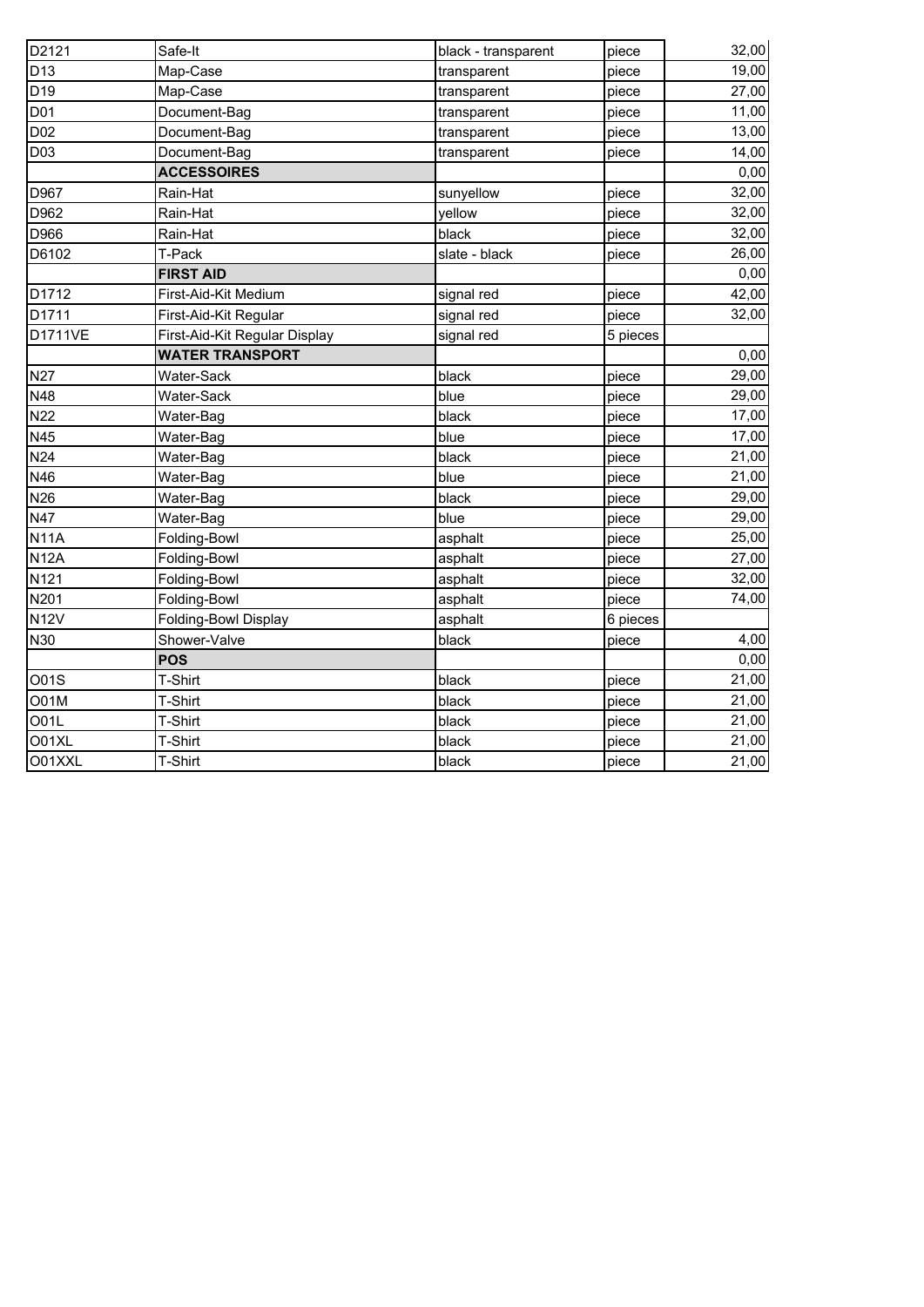| | | | | |
|---|---|---|---|---|
| D2121 | Safe-It | black - transparent | piece | 32,00 |
| D13 | Map-Case | transparent | piece | 19,00 |
| D19 | Map-Case | transparent | piece | 27,00 |
| D01 | Document-Bag | transparent | piece | 11,00 |
| D02 | Document-Bag | transparent | piece | 13,00 |
| D03 | Document-Bag | transparent | piece | 14,00 |
| | **ACCESSOIRES** | | | 0,00 |
| D967 | Rain-Hat | sunyellow | piece | 32,00 |
| D962 | Rain-Hat | yellow | piece | 32,00 |
| D966 | Rain-Hat | black | piece | 32,00 |
| D6102 | T-Pack | slate - black | piece | 26,00 |
| | **FIRST AID** | | | 0,00 |
| D1712 | First-Aid-Kit Medium | signal red | piece | 42,00 |
| D1711 | First-Aid-Kit Regular | signal red | piece | 32,00 |
| D1711VE | First-Aid-Kit Regular Display | signal red | 5 pieces | |
| | **WATER TRANSPORT** | | | 0,00 |
| N27 | Water-Sack | black | piece | 29,00 |
| N48 | Water-Sack | blue | piece | 29,00 |
| N22 | Water-Bag | black | piece | 17,00 |
| N45 | Water-Bag | blue | piece | 17,00 |
| N24 | Water-Bag | black | piece | 21,00 |
| N46 | Water-Bag | blue | piece | 21,00 |
| N26 | Water-Bag | black | piece | 29,00 |
| N47 | Water-Bag | blue | piece | 29,00 |
| N11A | Folding-Bowl | asphalt | piece | 25,00 |
| N12A | Folding-Bowl | asphalt | piece | 27,00 |
| N121 | Folding-Bowl | asphalt | piece | 32,00 |
| N201 | Folding-Bowl | asphalt | piece | 74,00 |
| N12V | Folding-Bowl Display | asphalt | 6 pieces | |
| N30 | Shower-Valve | black | piece | 4,00 |
| | **POS** | | | 0,00 |
| O01S | T-Shirt | black | piece | 21,00 |
| O01M | T-Shirt | black | piece | 21,00 |
| O01L | T-Shirt | black | piece | 21,00 |
| O01XL | T-Shirt | black | piece | 21,00 |
| O01XXL | T-Shirt | black | piece | 21,00 |